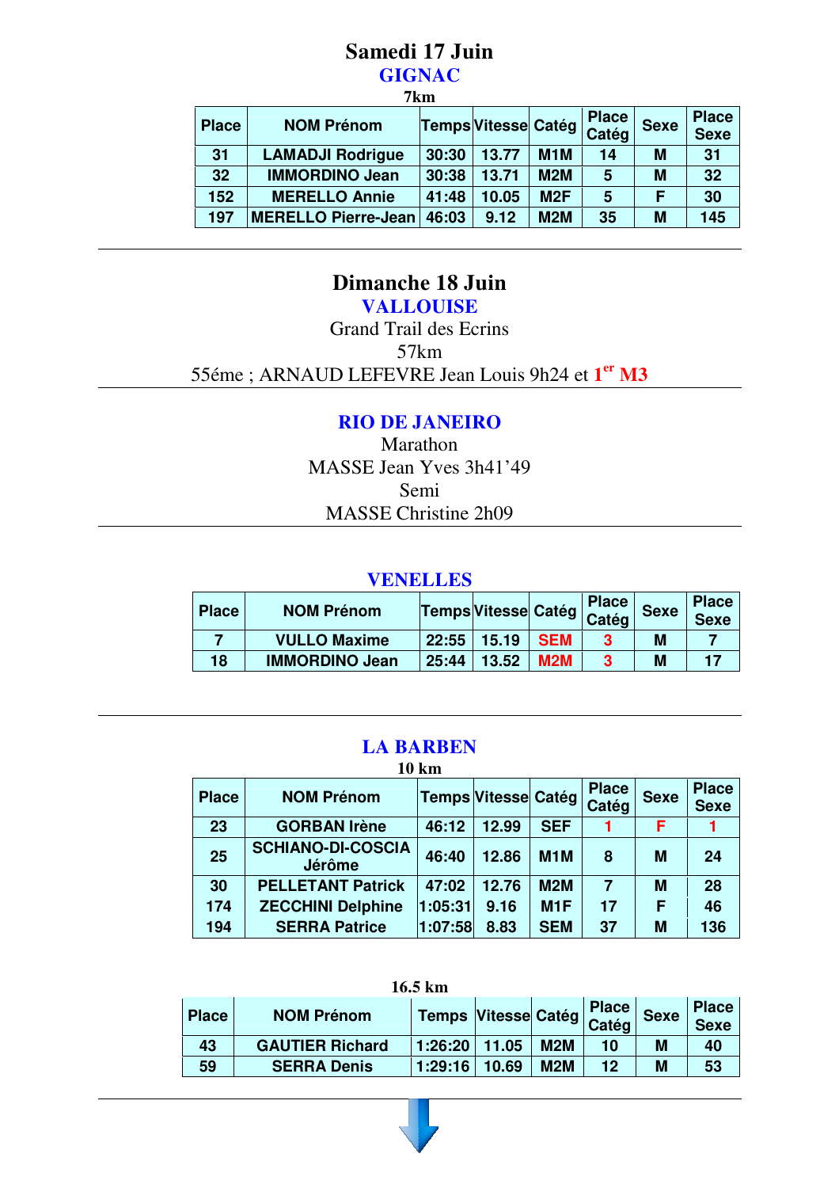# Samedi 17 Juin

## GIGNAC

**7km**

| Place | NOM Prénom | Temps | Vitesse | Catég | Place Catég | Sexe | Place Sexe |
|---|---|---|---|---|---|---|---|
| 31 | LAMADJI Rodrigue | 30:30 | 13.77 | M1M | 14 | M | 31 |
| 32 | IMMORDINO Jean | 30:38 | 13.71 | M2M | 5 | M | 32 |
| 152 | MERELLO Annie | 41:48 | 10.05 | M2F | 5 | F | 30 |
| 197 | MERELLO Pierre-Jean | 46:03 | 9.12 | M2M | 35 | M | 145 |

---

# Dimanche 18 Juin

## VALLOUISE

Grand Trail des Ecrins

57km

55éme ; ARNAUD LEFEVRE Jean Louis 9h24 et 1er M3

---

## RIO DE JANEIRO

Marathon

MASSE Jean Yves 3h41'49

Semi

MASSE Christine 2h09

---

## VENELLES

| Place | NOM Prénom | Temps | Vitesse | Catég | Place Catég | Sexe | Place Sexe |
|---|---|---|---|---|---|---|---|
| 7 | VULLO Maxime | 22:55 | 15.19 | SEM | 3 | M | 7 |
| 18 | IMMORDINO Jean | 25:44 | 13.52 | M2M | 3 | M | 17 |

---

## LA BARBEN

**10 km**

| Place | NOM Prénom | Temps | Vitesse | Catég | Place Catég | Sexe | Place Sexe |
|---|---|---|---|---|---|---|---|
| 23 | GORBAN Irène | 46:12 | 12.99 | SEF | 1 | F | 1 |
| 25 | SCHIANO-DI-COSCIA Jérôme | 46:40 | 12.86 | M1M | 8 | M | 24 |
| 30 | PELLETANT Patrick | 47:02 | 12.76 | M2M | 7 | M | 28 |
| 174 | ZECCHINI Delphine | 1:05:31 | 9.16 | M1F | 17 | F | 46 |
| 194 | SERRA Patrice | 1:07:58 | 8.83 | SEM | 37 | M | 136 |

**16.5 km**

| Place | NOM Prénom | Temps | Vitesse | Catég | Place Catég | Sexe | Place Sexe |
|---|---|---|---|---|---|---|---|
| 43 | GAUTIER Richard | 1:26:20 | 11.05 | M2M | 10 | M | 40 |
| 59 | SERRA Denis | 1:29:16 | 10.69 | M2M | 12 | M | 53 |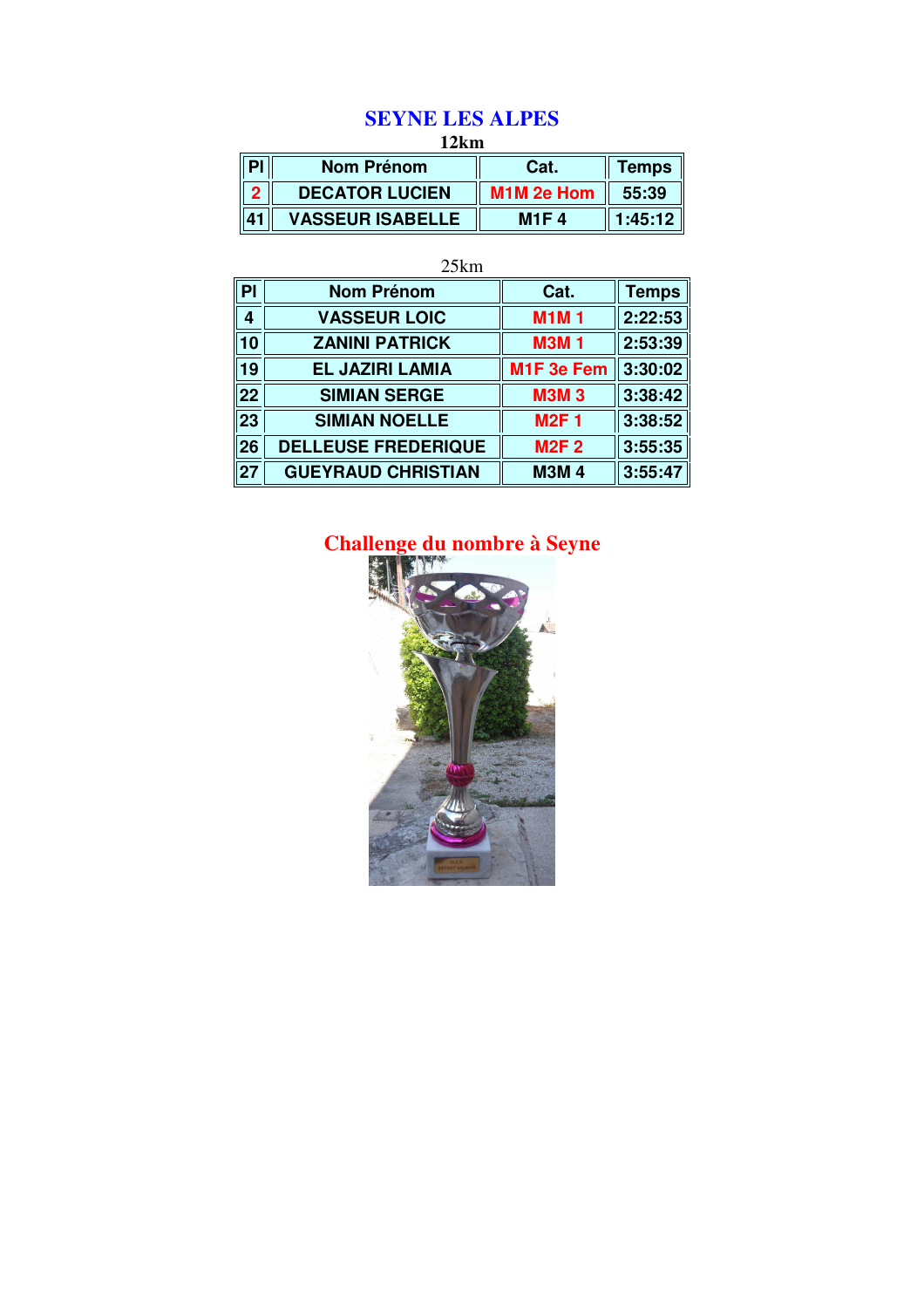# SEYNE LES ALPES

**12km**

| Pl | Nom Prénom | Cat. | Temps |
|---|---|---|---|
| 2 | DECATOR LUCIEN | M1M 2e Hom | 55:39 |
| 41 | VASSEUR ISABELLE | M1F 4 | 1:45:12 |

25km

| Pl | Nom Prénom | Cat. | Temps |
|---|---|---|---|
| 4 | VASSEUR LOIC | M1M 1 | 2:22:53 |
| 10 | ZANINI PATRICK | M3M 1 | 2:53:39 |
| 19 | EL JAZIRI LAMIA | M1F 3e Fem | 3:30:02 |
| 22 | SIMIAN SERGE | M3M 3 | 3:38:42 |
| 23 | SIMIAN NOELLE | M2F 1 | 3:38:52 |
| 26 | DELLEUSE FREDERIQUE | M2F 2 | 3:55:35 |
| 27 | GUEYRAUD CHRISTIAN | M3M 4 | 3:55:47 |

## Challenge du nombre à Seyne